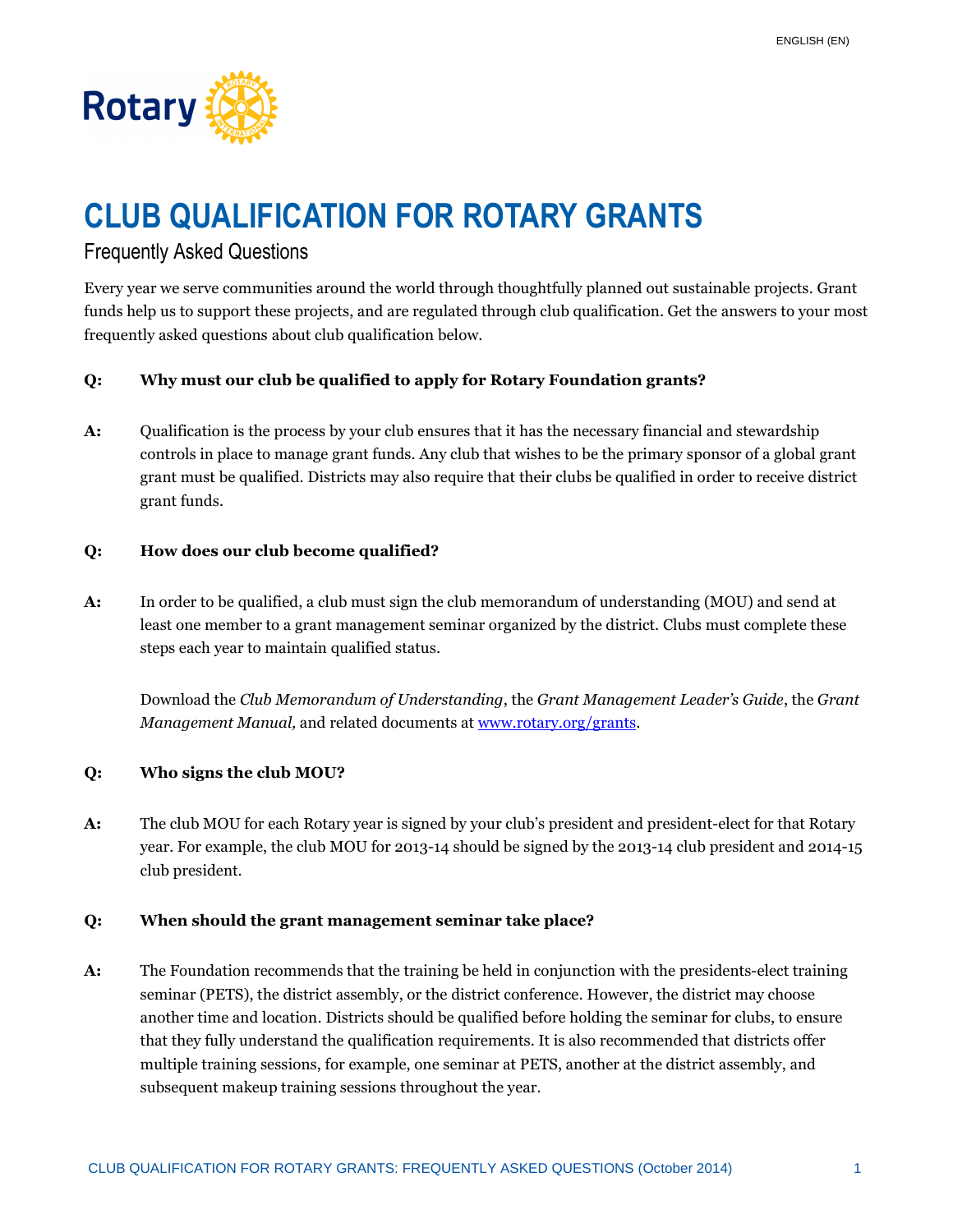# CLUB QUALIFICATION FOR ROTARY GRANTS

## Frequently Asked Questions

Every year we serve communities around the world through thoughtfully planned out sustainable projects. Grant funds help us to support these projects, and are regulated through club qualification. Get the answers to your most frequently asked questions about club qualification below.

**Q: Why must our club be qualified to apply for Rotary Foundation grants?**

**A:** Qualification is the process by your club ensures that it has the necessary financial and stewardship controls in place to manage grant funds. Any club that wishes to be the primary sponsor of a global grant grant must be qualified. Districts may also require that their clubs be qualified in order to receive district grant funds.

**Q: How does our club become qualified?**

**A:** In order to be qualified, a club must sign the club memorandum of understanding (MOU) and send at least one member to a grant management seminar organized by the district. Clubs must complete these steps each year to maintain qualified status.

Download the *Club Memorandum of Understanding*, the *Grant Management Leader's Guide*, the *Grant Management Manual,* and related documents at [www.rotary.org/grants](http://www.rotary.org/grants).

**Q: Who signs the club MOU?**

**A:** The club MOU for each Rotary year is signed by your club's president and president-elect for that Rotary year. For example, the club MOU for 2013-14 should be signed by the 2013-14 club president and 2014-15 club president.

**Q: When should the grant management seminar take place?**

**A:** The Foundation recommends that the training be held in conjunction with the presidents-elect training seminar (PETS), the district assembly, or the district conference. However, the district may choose another time and location. Districts should be qualified before holding the seminar for clubs, to ensure that they fully understand the qualification requirements. It is also recommended that districts offer multiple training sessions, for example, one seminar at PETS, another at the district assembly, and subsequent makeup training sessions throughout the year.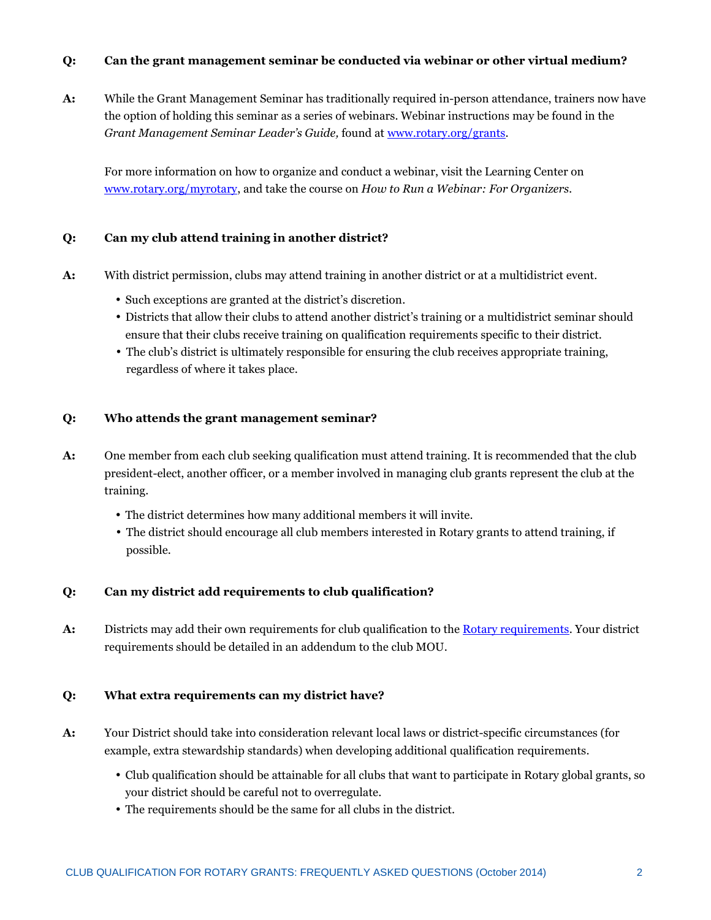**Q: Can the grant management seminar be conducted via webinar or other virtual medium?**

**A:** While the Grant Management Seminar has traditionally required in-person attendance, trainers now have the option of holding this seminar as a series of webinars. Webinar instructions may be found in the *Grant Management Seminar Leader's Guide,* found at [www.rotary.org/grants](www.rotary.org/grants).

For more information on how to organize and conduct a webinar, visit the Learning Center on [www.rotary.org/myrotary](www.rotary.org/myrotary), and take the course on *How to Run a Webinar: For Organizers*.

**Q: Can my club attend training in another district?**

**A:** With district permission, clubs may attend training in another district or at a multidistrict event.

- Such exceptions are granted at the district's discretion.
- Districts that allow their clubs to attend another district's training or a multidistrict seminar should ensure that their clubs receive training on qualification requirements specific to their district.
- The club's district is ultimately responsible for ensuring the club receives appropriate training, regardless of where it takes place.

**Q: Who attends the grant management seminar?**

**A:** One member from each club seeking qualification must attend training. It is recommended that the club president-elect, another officer, or a member involved in managing club grants represent the club at the training.

- The district determines how many additional members it will invite.
- The district should encourage all club members interested in Rotary grants to attend training, if possible.

**Q: Can my district add requirements to club qualification?**

**A:** Districts may add their own requirements for club qualification to the Rotary requirements. Your district requirements should be detailed in an addendum to the club MOU.

**Q: What extra requirements can my district have?**

**A:** Your District should take into consideration relevant local laws or district-specific circumstances (for example, extra stewardship standards) when developing additional qualification requirements.

- Club qualification should be attainable for all clubs that want to participate in Rotary global grants, so your district should be careful not to overregulate.
- The requirements should be the same for all clubs in the district.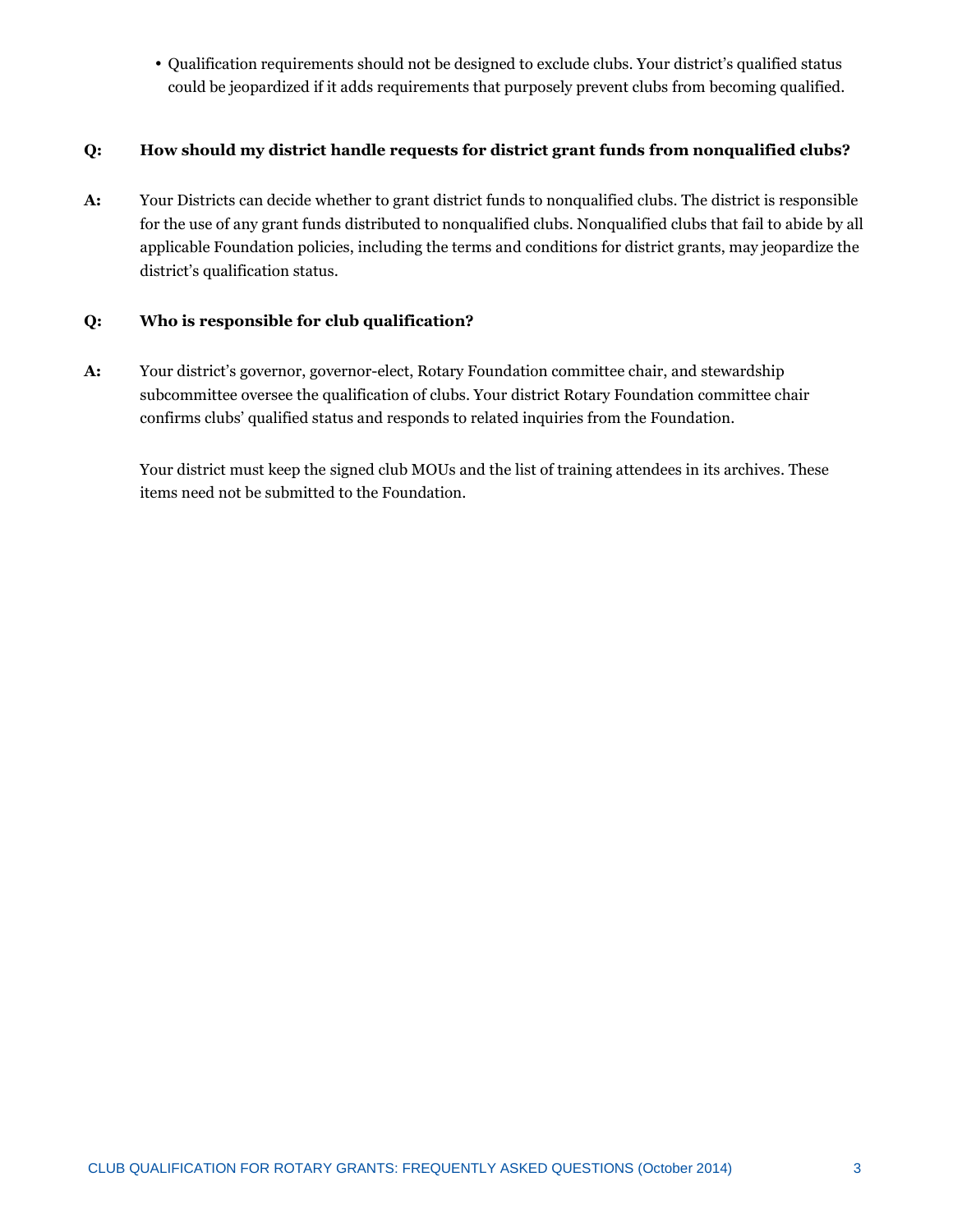- Qualification requirements should not be designed to exclude clubs. Your district's qualified status could be jeopardized if it adds requirements that purposely prevent clubs from becoming qualified.

**Q: How should my district handle requests for district grant funds from nonqualified clubs?**

**A:** Your Districts can decide whether to grant district funds to nonqualified clubs. The district is responsible for the use of any grant funds distributed to nonqualified clubs. Nonqualified clubs that fail to abide by all applicable Foundation policies, including the terms and conditions for district grants, may jeopardize the district's qualification status.

**Q: Who is responsible for club qualification?**

**A:** Your district's governor, governor-elect, Rotary Foundation committee chair, and stewardship subcommittee oversee the qualification of clubs. Your district Rotary Foundation committee chair confirms clubs' qualified status and responds to related inquiries from the Foundation.

Your district must keep the signed club MOUs and the list of training attendees in its archives. These items need not be submitted to the Foundation.